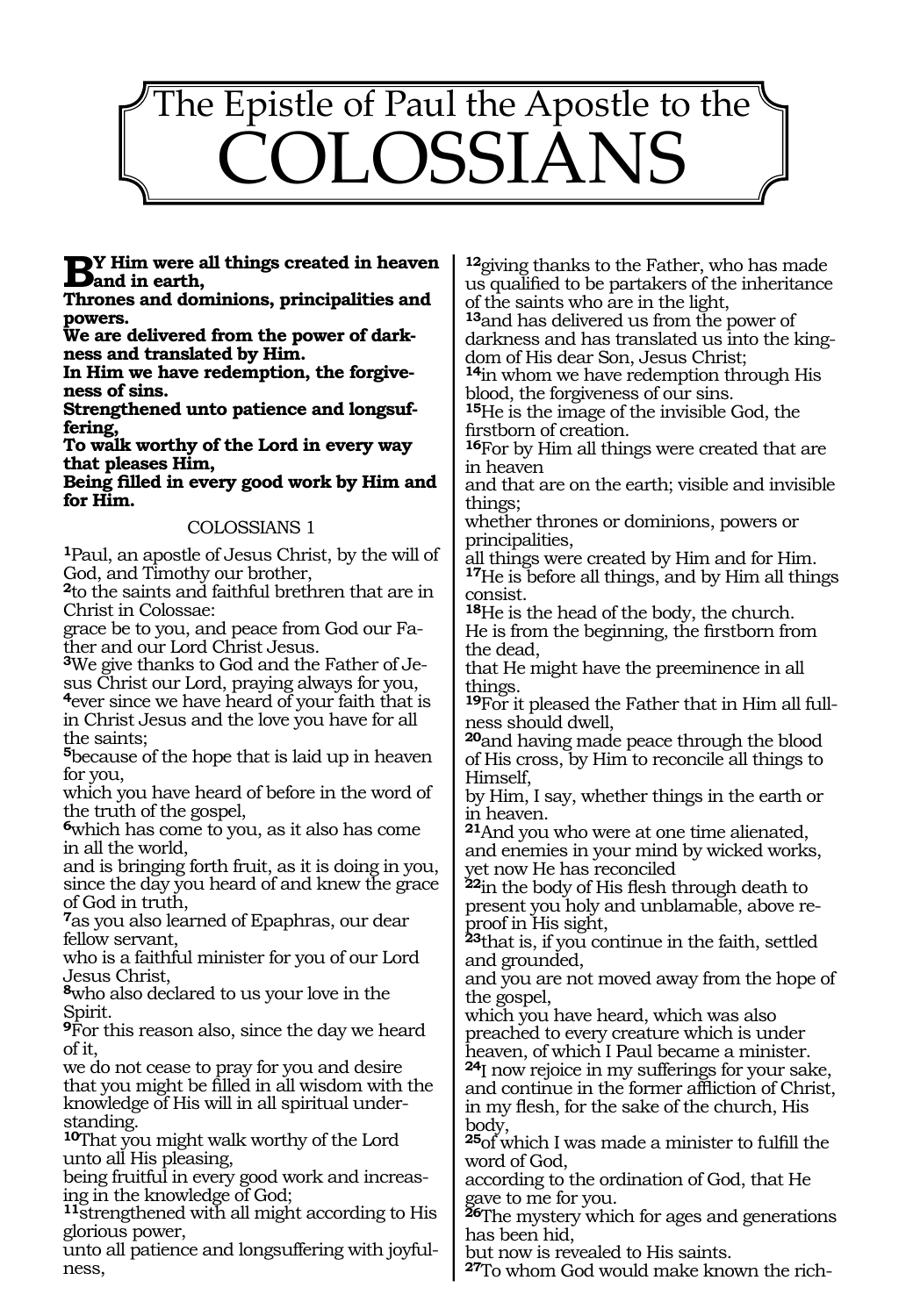# The Epistle of Paul the Apostle to the COLOSSIANS

**BY Him were all things created in heaven and in earth,**
**Thrones and dominions, principalities and powers.**
**We are delivered from the power of darkness and translated by Him.**
**In Him we have redemption, the forgiveness of sins.**
**Strengthened unto patience and longsuffering,**
**To walk worthy of the Lord in every way that pleases Him,**
**Being filled in every good work by Him and for Him.**

## COLOSSIANS 1

**1**Paul, an apostle of Jesus Christ, by the will of God, and Timothy our brother,
**2**to the saints and faithful brethren that are in Christ in Colossae:
grace be to you, and peace from God our Father and our Lord Christ Jesus.
**3**We give thanks to God and the Father of Jesus Christ our Lord, praying always for you,
**4**ever since we have heard of your faith that is in Christ Jesus and the love you have for all the saints;
**5**because of the hope that is laid up in heaven for you,
which you have heard of before in the word of the truth of the gospel,
**6**which has come to you, as it also has come in all the world,
and is bringing forth fruit, as it is doing in you, since the day you heard of and knew the grace of God in truth,
**7**as you also learned of Epaphras, our dear fellow servant,
who is a faithful minister for you of our Lord Jesus Christ,
**8**who also declared to us your love in the Spirit.
**9**For this reason also, since the day we heard of it,
we do not cease to pray for you and desire that you might be filled in all wisdom with the knowledge of His will in all spiritual understanding.
**10**That you might walk worthy of the Lord unto all His pleasing,
being fruitful in every good work and increasing in the knowledge of God;
**11**strengthened with all might according to His glorious power,
unto all patience and longsuffering with joyfulness,
**12**giving thanks to the Father, who has made us qualified to be partakers of the inheritance of the saints who are in the light,
**13**and has delivered us from the power of darkness and has translated us into the kingdom of His dear Son, Jesus Christ;
**14**in whom we have redemption through His blood, the forgiveness of our sins.
**15**He is the image of the invisible God, the firstborn of creation.
**16**For by Him all things were created that are in heaven
and that are on the earth; visible and invisible things;
whether thrones or dominions, powers or principalities,
all things were created by Him and for Him.
**17**He is before all things, and by Him all things consist.
**18**He is the head of the body, the church.
He is from the beginning, the firstborn from the dead,
that He might have the preeminence in all things.
**19**For it pleased the Father that in Him all fullness should dwell,
**20**and having made peace through the blood of His cross, by Him to reconcile all things to Himself,
by Him, I say, whether things in the earth or in heaven.
**21**And you who were at one time alienated, and enemies in your mind by wicked works, yet now He has reconciled
**22**in the body of His flesh through death to present you holy and unblamable, above reproof in His sight,
**23**that is, if you continue in the faith, settled and grounded,
and you are not moved away from the hope of the gospel,
which you have heard, which was also preached to every creature which is under heaven, of which I Paul became a minister.
**24**I now rejoice in my sufferings for your sake, and continue in the former affliction of Christ, in my flesh, for the sake of the church, His body,
**25**of which I was made a minister to fulfill the word of God,
according to the ordination of God, that He gave to me for you.
**26**The mystery which for ages and generations has been hid,
but now is revealed to His saints.
**27**To whom God would make known the rich-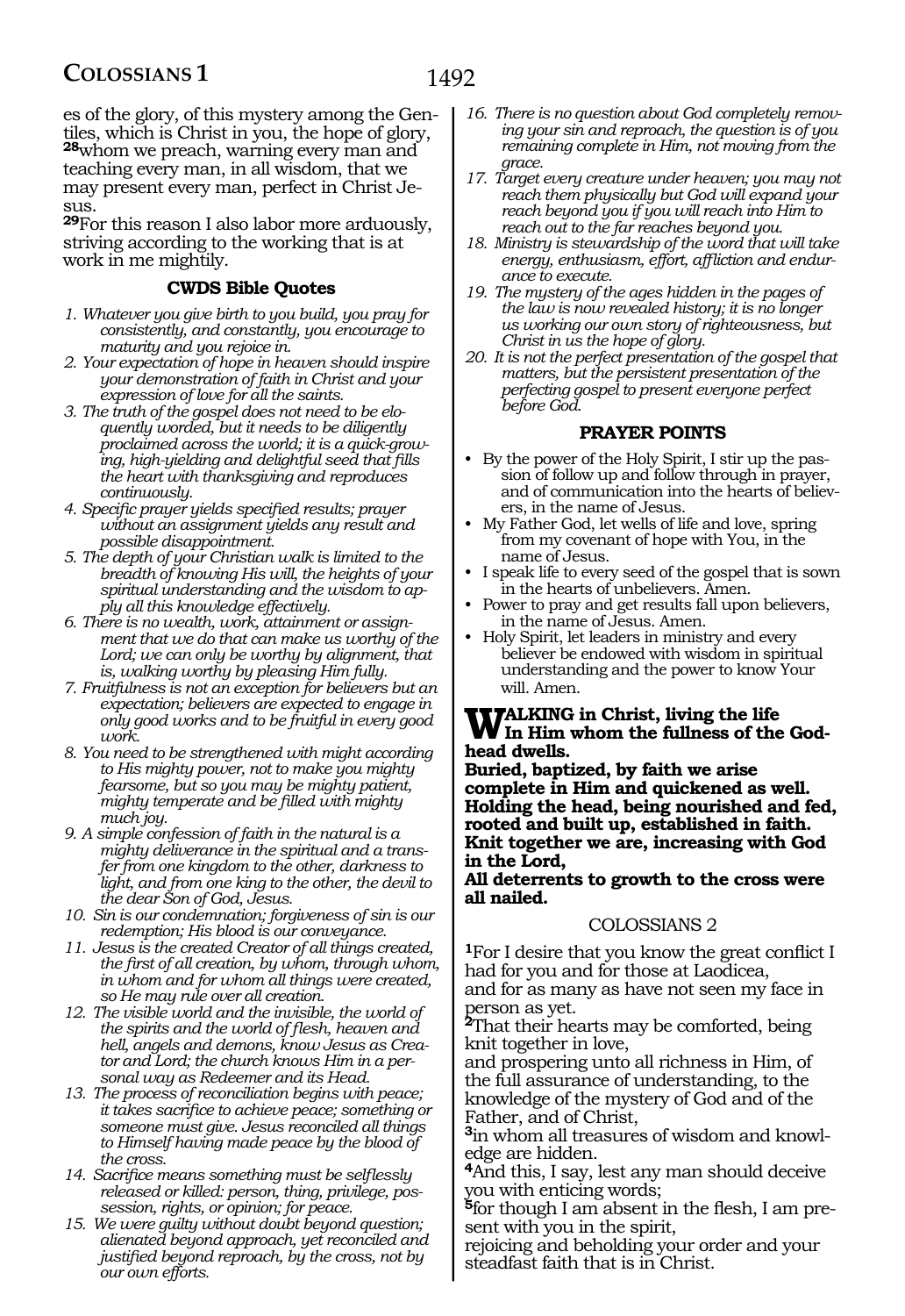es of the glory, of this mystery among the Gentiles, which is Christ in you, the hope of glory, **28**whom we preach, warning every man and teaching every man, in all wisdom, that we may present every man, perfect in Christ Jesus.

**29**For this reason I also labor more arduously, striving according to the working that is at work in me mightily.

### CWDS Bible Quotes

1. *Whatever you give birth to you build, you pray for consistently, and constantly, you encourage to maturity and you rejoice in.*
2. *Your expectation of hope in heaven should inspire your demonstration of faith in Christ and your expression of love for all the saints.*
3. *The truth of the gospel does not need to be eloquently worded, but it needs to be diligently proclaimed across the world; it is a quick-growing, high-yielding and delightful seed that fills the heart with thanksgiving and reproduces continuously.*
4. *Specific prayer yields specified results; prayer without an assignment yields any result and possible disappointment.*
5. *The depth of your Christian walk is limited to the breadth of knowing His will, the heights of your spiritual understanding and the wisdom to apply all this knowledge effectively.*
6. *There is no wealth, work, attainment or assignment that we do that can make us worthy of the Lord; we can only be worthy by alignment, that is, walking worthy by pleasing Him fully.*
7. *Fruitfulness is not an exception for believers but an expectation; believers are expected to engage in only good works and to be fruitful in every good work.*
8. *You need to be strengthened with might according to His mighty power, not to make you mighty fearsome, but so you may be mighty patient, mighty temperate and be filled with mighty much joy.*
9. *A simple confession of faith in the natural is a mighty deliverance in the spiritual and a transfer from one kingdom to the other, darkness to light, and from one king to the other, the devil to the dear Son of God, Jesus.*
10. *Sin is our condemnation; forgiveness of sin is our redemption; His blood is our conveyance.*
11. *Jesus is the created Creator of all things created, the first of all creation, by whom, through whom, in whom and for whom all things were created, so He may rule over all creation.*
12. *The visible world and the invisible, the world of the spirits and the world of flesh, heaven and hell, angels and demons, know Jesus as Creator and Lord; the church knows Him in a personal way as Redeemer and its Head.*
13. *The process of reconciliation begins with peace; it takes sacrifice to achieve peace; something or someone must give. Jesus reconciled all things to Himself having made peace by the blood of the cross.*
14. *Sacrifice means something must be selflessly released or killed: person, thing, privilege, possession, rights, or opinion; for peace.*
15. *We were guilty without doubt beyond question; alienated beyond approach, yet reconciled and justified beyond reproach, by the cross, not by our own efforts.*
16. *There is no question about God completely removing your sin and reproach, the question is of you remaining complete in Him, not moving from the grace.*
17. *Target every creature under heaven; you may not reach them physically but God will expand your reach beyond you if you will reach into Him to reach out to the far reaches beyond you.*
18. *Ministry is stewardship of the word that will take energy, enthusiasm, effort, affliction and endurance to execute.*
19. *The mystery of the ages hidden in the pages of the law is now revealed history; it is no longer us working our own story of righteousness, but Christ in us the hope of glory.*
20. *It is not the perfect presentation of the gospel that matters, but the persistent presentation of the perfecting gospel to present everyone perfect before God.*

### PRAYER POINTS

- By the power of the Holy Spirit, I stir up the passion of follow up and follow through in prayer, and of communication into the hearts of believers, in the name of Jesus.
- My Father God, let wells of life and love, spring from my covenant of hope with You, in the name of Jesus.
- I speak life to every seed of the gospel that is sown in the hearts of unbelievers. Amen.
- Power to pray and get results fall upon believers, in the name of Jesus. Amen.
- Holy Spirit, let leaders in ministry and every believer be endowed with wisdom in spiritual understanding and the power to know Your will. Amen.

**WALKING in Christ, living the life In Him whom the fullness of the Godhead dwells.**
**Buried, baptized, by faith we arise complete in Him and quickened as well.**
**Holding the head, being nourished and fed, rooted and built up, established in faith.**
**Knit together we are, increasing with God in the Lord,**
**All deterrents to growth to the cross were all nailed.**

## COLOSSIANS 2

**1**For I desire that you know the great conflict I had for you and for those at Laodicea,
and for as many as have not seen my face in person as yet.

**2**That their hearts may be comforted, being knit together in love,
and prospering unto all richness in Him, of the full assurance of understanding, to the knowledge of the mystery of God and of the Father, and of Christ,

**3**in whom all treasures of wisdom and knowledge are hidden.

**4**And this, I say, lest any man should deceive you with enticing words;

**5**for though I am absent in the flesh, I am present with you in the spirit,
rejoicing and beholding your order and your steadfast faith that is in Christ.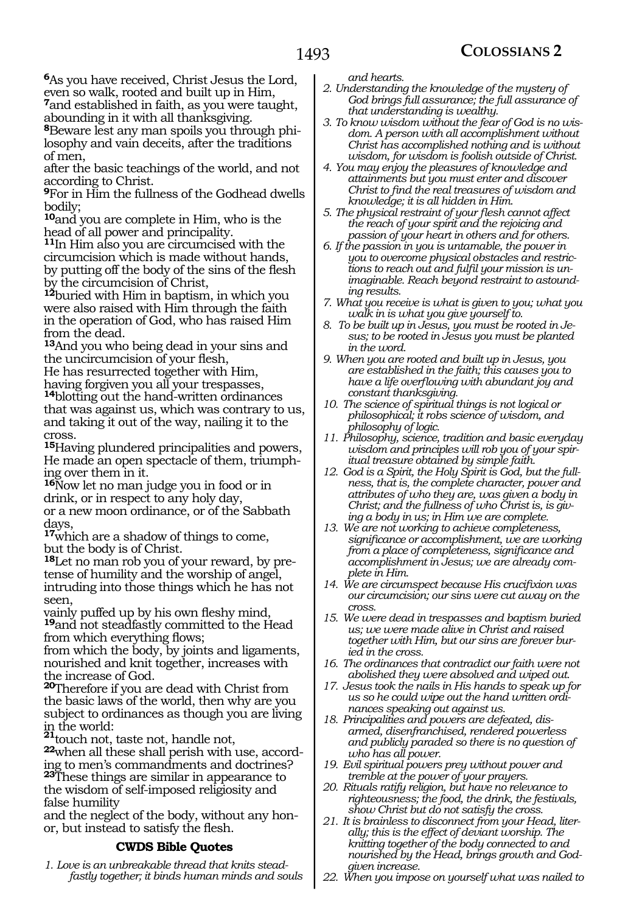**6**As you have received, Christ Jesus the Lord, even so walk, rooted and built up in Him,
**7**and established in faith, as you were taught, abounding in it with all thanksgiving.
**8**Beware lest any man spoils you through philosophy and vain deceits, after the traditions of men,
after the basic teachings of the world, and not according to Christ.
**9**For in Him the fullness of the Godhead dwells bodily;
**10**and you are complete in Him, who is the head of all power and principality.
**11**In Him also you are circumcised with the circumcision which is made without hands, by putting off the body of the sins of the flesh by the circumcision of Christ,
**12**buried with Him in baptism, in which you were also raised with Him through the faith in the operation of God, who has raised Him from the dead.
**13**And you who being dead in your sins and the uncircumcision of your flesh,
He has resurrected together with Him,
having forgiven you all your trespasses,
**14**blotting out the hand-written ordinances that was against us, which was contrary to us, and taking it out of the way, nailing it to the cross.
**15**Having plundered principalities and powers, He made an open spectacle of them, triumphing over them in it.
**16**Now let no man judge you in food or in drink, or in respect to any holy day,
or a new moon ordinance, or of the Sabbath days,
**17**which are a shadow of things to come,
but the body is of Christ.
**18**Let no man rob you of your reward, by pretense of humility and the worship of angel, intruding into those things which he has not seen,
vainly puffed up by his own fleshy mind,
**19**and not steadfastly committed to the Head from which everything flows;
from which the body, by joints and ligaments, nourished and knit together, increases with the increase of God.
**20**Therefore if you are dead with Christ from the basic laws of the world, then why are you subject to ordinances as though you are living in the world:
**21**touch not, taste not, handle not,
**22**when all these shall perish with use, according to men's commandments and doctrines?
**23**These things are similar in appearance to the wisdom of self-imposed religiosity and false humility
and the neglect of the body, without any honor, but instead to satisfy the flesh.

**CWDS Bible Quotes**

*1. Love is an unbreakable thread that knits steadfastly together; it binds human minds and souls and hearts.*
*2. Understanding the knowledge of the mystery of God brings full assurance; the full assurance of that understanding is wealthy.*
*3. To know wisdom without the fear of God is no wisdom. A person with all accomplishment without Christ has accomplished nothing and is without wisdom, for wisdom is foolish outside of Christ.*
*4. You may enjoy the pleasures of knowledge and attainments but you must enter and discover Christ to find the real treasures of wisdom and knowledge; it is all hidden in Him.*
*5. The physical restraint of your flesh cannot affect the reach of your spirit and the rejoicing and passion of your heart in others and for others.*
*6. If the passion in you is untamable, the power in you to overcome physical obstacles and restrictions to reach out and fulfil your mission is unimaginable. Reach beyond restraint to astounding results.*
*7. What you receive is what is given to you; what you walk in is what you give yourself to.*
*8. To be built up in Jesus, you must be rooted in Jesus; to be rooted in Jesus you must be planted in the word.*
*9. When you are rooted and built up in Jesus, you are established in the faith; this causes you to have a life overflowing with abundant joy and constant thanksgiving.*
*10. The science of spiritual things is not logical or philosophical; it robs science of wisdom, and philosophy of logic.*
*11. Philosophy, science, tradition and basic everyday wisdom and principles will rob you of your spiritual treasure obtained by simple faith.*
*12. God is a Spirit, the Holy Spirit is God, but the fullness, that is, the complete character, power and attributes of who they are, was given a body in Christ; and the fullness of who Christ is, is giving a body in us; in Him we are complete.*
*13. We are not working to achieve completeness, significance or accomplishment, we are working from a place of completeness, significance and accomplishment in Jesus; we are already complete in Him.*
*14. We are circumspect because His crucifixion was our circumcision; our sins were cut away on the cross.*
*15. We were dead in trespasses and baptism buried us; we were made alive in Christ and raised together with Him, but our sins are forever buried in the cross.*
*16. The ordinances that contradict our faith were not abolished they were absolved and wiped out.*
*17. Jesus took the nails in His hands to speak up for us so he could wipe out the hand written ordinances speaking out against us.*
*18. Principalities and powers are defeated, disarmed, disenfranchised, rendered powerless and publicly paraded so there is no question of who has all power.*
*19. Evil spiritual powers prey without power and tremble at the power of your prayers.*
*20. Rituals ratify religion, but have no relevance to righteousness; the food, the drink, the festivals, show Christ but do not satisfy the cross.*
*21. It is brainless to disconnect from your Head, literally; this is the effect of deviant worship. The knitting together of the body connected to and nourished by the Head, brings growth and God-given increase.*
*22. When you impose on yourself what was nailed to*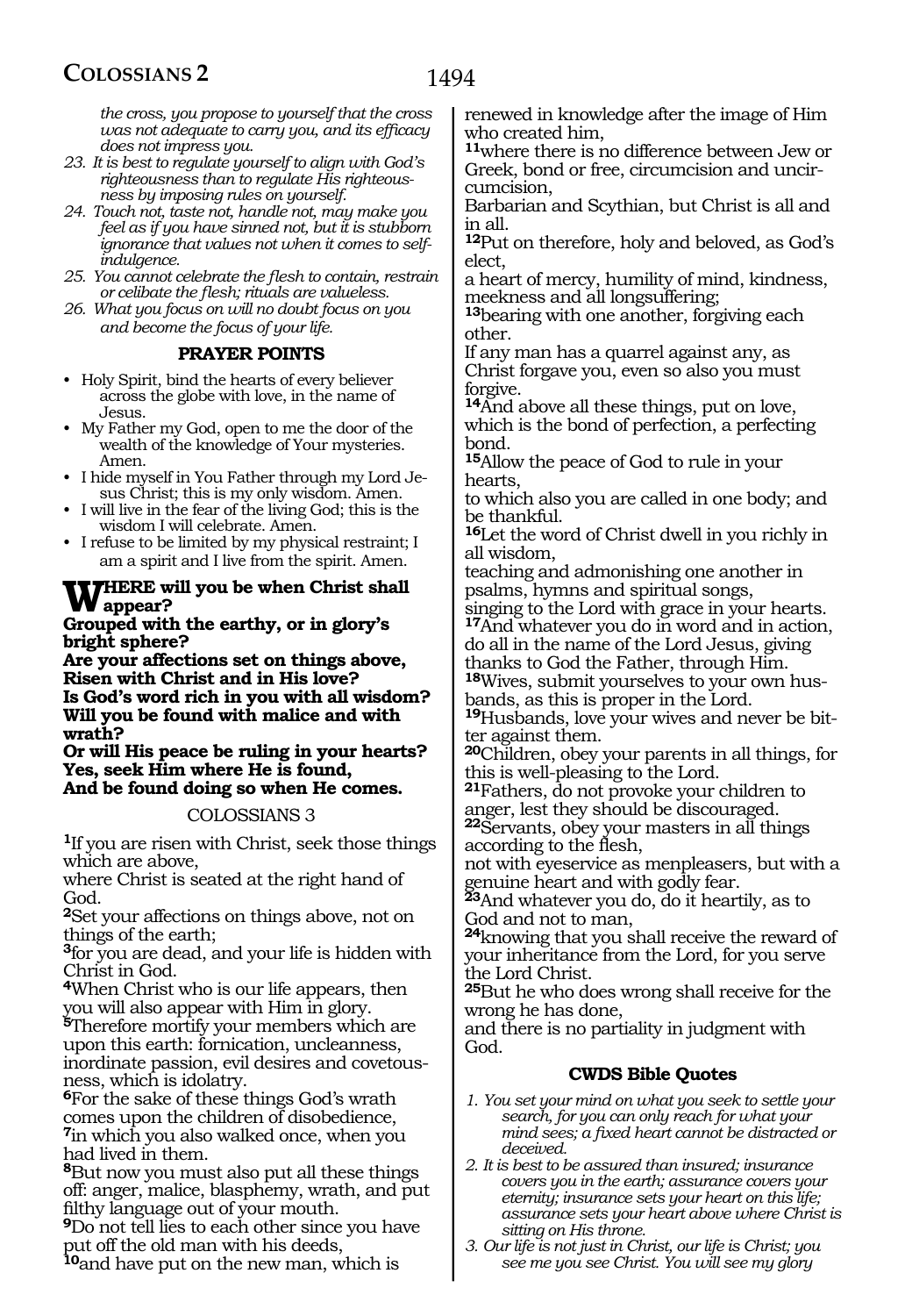*the cross, you propose to yourself that the cross was not adequate to carry you, and its efficacy does not impress you.*

23. *It is best to regulate yourself to align with God's righteousness than to regulate His righteousness by imposing rules on yourself.*
24. *Touch not, taste not, handle not, may make you feel as if you have sinned not, but it is stubborn ignorance that values not when it comes to self-indulgence.*
25. *You cannot celebrate the flesh to contain, restrain or celibate the flesh; rituals are valueless.*
26. *What you focus on will no doubt focus on you and become the focus of your life.*

### PRAYER POINTS

- Holy Spirit, bind the hearts of every believer across the globe with love, in the name of Jesus.
- My Father my God, open to me the door of the wealth of the knowledge of Your mysteries. Amen.
- I hide myself in You Father through my Lord Jesus Christ; this is my only wisdom. Amen.
- I will live in the fear of the living God; this is the wisdom I will celebrate. Amen.
- I refuse to be limited by my physical restraint; I am a spirit and I live from the spirit. Amen.

**WHERE will you be when Christ shall appear?**
**Grouped with the earthy, or in glory's bright sphere?**
**Are your affections set on things above,**
**Risen with Christ and in His love?**
**Is God's word rich in you with all wisdom?**
**Will you be found with malice and with wrath?**
**Or will His peace be ruling in your hearts?**
**Yes, seek Him where He is found,**
**And be found doing so when He comes.**

## COLOSSIANS 3

**1**If you are risen with Christ, seek those things which are above,
where Christ is seated at the right hand of God.
**2**Set your affections on things above, not on things of the earth;
**3**for you are dead, and your life is hidden with Christ in God.
**4**When Christ who is our life appears, then you will also appear with Him in glory.
**5**Therefore mortify your members which are upon this earth: fornication, uncleanness, inordinate passion, evil desires and covetousness, which is idolatry.
**6**For the sake of these things God's wrath comes upon the children of disobedience,
**7**in which you also walked once, when you had lived in them.
**8**But now you must also put all these things off: anger, malice, blasphemy, wrath, and put filthy language out of your mouth.
**9**Do not tell lies to each other since you have put off the old man with his deeds,
**10**and have put on the new man, which is renewed in knowledge after the image of Him who created him,
**11**where there is no difference between Jew or Greek, bond or free, circumcision and uncircumcision,
Barbarian and Scythian, but Christ is all and in all.
**12**Put on therefore, holy and beloved, as God's elect,
a heart of mercy, humility of mind, kindness, meekness and all longsuffering;
**13**bearing with one another, forgiving each other.
If any man has a quarrel against any, as Christ forgave you, even so also you must forgive.
**14**And above all these things, put on love, which is the bond of perfection, a perfecting bond.
**15**Allow the peace of God to rule in your hearts,
to which also you are called in one body; and be thankful.
**16**Let the word of Christ dwell in you richly in all wisdom,
teaching and admonishing one another in psalms, hymns and spiritual songs,
singing to the Lord with grace in your hearts.
**17**And whatever you do in word and in action, do all in the name of the Lord Jesus, giving thanks to God the Father, through Him.
**18**Wives, submit yourselves to your own husbands, as this is proper in the Lord.
**19**Husbands, love your wives and never be bitter against them.
**20**Children, obey your parents in all things, for this is well-pleasing to the Lord.
**21**Fathers, do not provoke your children to anger, lest they should be discouraged.
**22**Servants, obey your masters in all things according to the flesh,
not with eyeservice as menpleasers, but with a genuine heart and with godly fear.
**23**And whatever you do, do it heartily, as to God and not to man,
**24**knowing that you shall receive the reward of your inheritance from the Lord, for you serve the Lord Christ.
**25**But he who does wrong shall receive for the wrong he has done,
and there is no partiality in judgment with God.

### CWDS Bible Quotes

1. *You set your mind on what you seek to settle your search, for you can only reach for what your mind sees; a fixed heart cannot be distracted or deceived.*
2. *It is best to be assured than insured; insurance covers you in the earth; assurance covers your eternity; insurance sets your heart on this life; assurance sets your heart above where Christ is sitting on His throne.*
3. *Our life is not just in Christ, our life is Christ; you see me you see Christ. You will see my glory*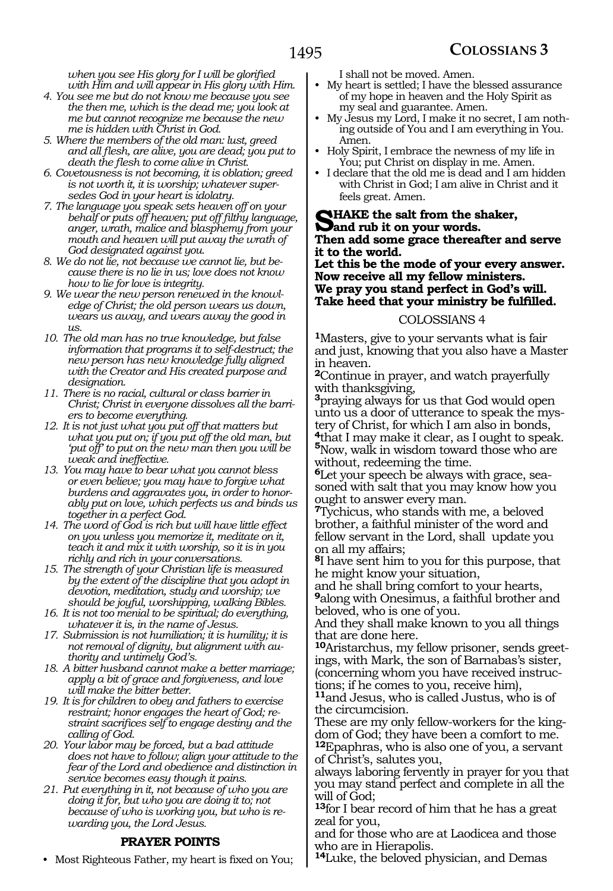*when you see His glory for I will be glorified with Him and will appear in His glory with Him.*

4. *You see me but do not know me because you see the then me, which is the dead me; you look at me but cannot recognize me because the new me is hidden with Christ in God.*
5. *Where the members of the old man: lust, greed and all flesh, are alive, you are dead; you put to death the flesh to come alive in Christ.*
6. *Covetousness is not becoming, it is oblation; greed is not worth it, it is worship; whatever supersedes God in your heart is idolatry.*
7. *The language you speak sets heaven off on your behalf or puts off heaven; put off filthy language, anger, wrath, malice and blasphemy from your mouth and heaven will put away the wrath of God designated against you.*
8. *We do not lie, not because we cannot lie, but because there is no lie in us; love does not know how to lie for love is integrity.*
9. *We wear the new person renewed in the knowledge of Christ; the old person wears us down, wears us away, and wears away the good in us.*
10. *The old man has no true knowledge, but false information that programs it to self-destruct; the new person has new knowledge fully aligned with the Creator and His created purpose and designation.*
11. *There is no racial, cultural or class barrier in Christ; Christ in everyone dissolves all the barriers to become everything.*
12. *It is not just what you put off that matters but what you put on; if you put off the old man, but 'put off' to put on the new man then you will be weak and ineffective.*
13. *You may have to bear what you cannot bless or even believe; you may have to forgive what burdens and aggravates you, in order to honorably put on love, which perfects us and binds us together in a perfect God.*
14. *The word of God is rich but will have little effect on you unless you memorize it, meditate on it, teach it and mix it with worship, so it is in you richly and rich in your conversations.*
15. *The strength of your Christian life is measured by the extent of the discipline that you adopt in devotion, meditation, study and worship; we should be joyful, worshipping, walking Bibles.*
16. *It is not too menial to be spiritual; do everything, whatever it is, in the name of Jesus.*
17. *Submission is not humiliation; it is humility; it is not removal of dignity, but alignment with authority and untimely God's.*
18. *A bitter husband cannot make a better marriage; apply a bit of grace and forgiveness, and love will make the bitter better.*
19. *It is for children to obey and fathers to exercise restraint; honor engages the heart of God; restraint sacrifices self to engage destiny and the calling of God.*
20. *Your labor may be forced, but a bad attitude does not have to follow; align your attitude to the fear of the Lord and obedience and distinction in service becomes easy though it pains.*
21. *Put everything in it, not because of who you are doing it for, but who you are doing it to; not because of who is working you, but who is rewarding you, the Lord Jesus.*

## PRAYER POINTS

- Most Righteous Father, my heart is fixed on You; I shall not be moved. Amen.
- My heart is settled; I have the blessed assurance of my hope in heaven and the Holy Spirit as my seal and guarantee. Amen.
- My Jesus my Lord, I make it no secret, I am nothing outside of You and I am everything in You. Amen.
- Holy Spirit, I embrace the newness of my life in You; put Christ on display in me. Amen.
- I declare that the old me is dead and I am hidden with Christ in God; I am alive in Christ and it feels great. Amen.

**SHAKE the salt from the shaker,**
**and rub it on your words.**
**Then add some grace thereafter and serve it to the world.**
**Let this be the mode of your every answer.**
**Now receive all my fellow ministers.**
**We pray you stand perfect in God's will.**
**Take heed that your ministry be fulfilled.**

## COLOSSIANS 4

**1**Masters, give to your servants what is fair and just, knowing that you also have a Master in heaven.

**2**Continue in prayer, and watch prayerfully with thanksgiving,

**3**praying always for us that God would open unto us a door of utterance to speak the mystery of Christ, for which I am also in bonds,

**4**that I may make it clear, as I ought to speak.

**5**Now, walk in wisdom toward those who are without, redeeming the time.

**6**Let your speech be always with grace, seasoned with salt that you may know how you ought to answer every man.

**7**Tychicus, who stands with me, a beloved brother, a faithful minister of the word and fellow servant in the Lord, shall update you on all my affairs;

**8**I have sent him to you for this purpose, that he might know your situation,
and he shall bring comfort to your hearts,

**9**along with Onesimus, a faithful brother and beloved, who is one of you.
And they shall make known to you all things that are done here.

**10**Aristarchus, my fellow prisoner, sends greetings, with Mark, the son of Barnabas's sister, (concerning whom you have received instructions; if he comes to you, receive him),

**11**and Jesus, who is called Justus, who is of the circumcision.
These are my only fellow-workers for the kingdom of God; they have been a comfort to me.

**12**Epaphras, who is also one of you, a servant of Christ's, salutes you,
always laboring fervently in prayer for you that you may stand perfect and complete in all the will of God;

**13**for I bear record of him that he has a great zeal for you,
and for those who are at Laodicea and those who are in Hierapolis.

**14**Luke, the beloved physician, and Demas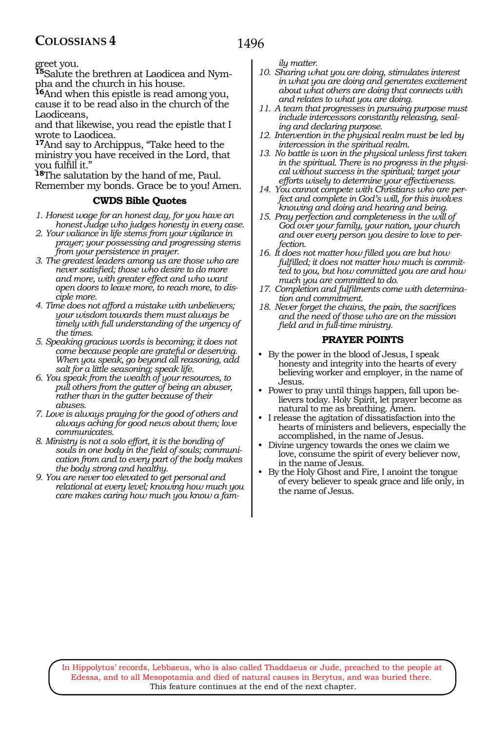greet you.

[15]Salute the brethren at Laodicea and Nympha and the church in his house.

[16]And when this epistle is read among you, cause it to be read also in the church of the Laodiceans,

and that likewise, you read the epistle that I wrote to Laodicea.

[17]And say to Archippus, "Take heed to the ministry you have received in the Lord, that you fulfill it."

[18]The salutation by the hand of me, Paul. Remember my bonds. Grace be to you! Amen.

### CWDS Bible Quotes

1. *Honest wage for an honest day, for you have an honest Judge who judges honesty in every case.*
2. *Your valiance in life stems from your vigilance in prayer; your possessing and progressing stems from your persistence in prayer.*
3. *The greatest leaders among us are those who are never satisfied; those who desire to do more and more, with greater effect and who want open doors to leave more, to reach more, to disciple more.*
4. *Time does not afford a mistake with unbelievers; your wisdom towards them must always be timely with full understanding of the urgency of the times.*
5. *Speaking gracious words is becoming; it does not come because people are grateful or deserving. When you speak, go beyond all reasoning, add salt for a little seasoning; speak life.*
6. *You speak from the wealth of your resources, to pull others from the gutter of being an abuser, rather than in the gutter because of their abuses.*
7. *Love is always praying for the good of others and always aching for good news about them; love communicates.*
8. *Ministry is not a solo effort, it is the bonding of souls in one body in the field of souls; communication from and to every part of the body makes the body strong and healthy.*
9. *You are never too elevated to get personal and relational at every level; knowing how much you care makes caring how much you know a family matter.*
10. *Sharing what you are doing, stimulates interest in what you are doing and generates excitement about what others are doing that connects with and relates to what you are doing.*
11. *A team that progresses in pursuing purpose must include intercessors constantly releasing, sealing and declaring purpose.*
12. *Intervention in the physical realm must be led by intercession in the spiritual realm.*
13. *No battle is won in the physical unless first taken in the spiritual. There is no progress in the physical without success in the spiritual; target your efforts wisely to determine your effectiveness.*
14. *You cannot compete with Christians who are perfect and complete in God's will, for this involves knowing and doing and hearing and being.*
15. *Pray perfection and completeness in the will of God over your family, your nation, your church and over every person you desire to love to perfection.*
16. *It does not matter how filled you are but how fulfilled; it does not matter how much is committed to you, but how committed you are and how much you are committed to do.*
17. *Completion and fulfilments come with determination and commitment.*
18. *Never forget the chains, the pain, the sacrifices and the need of those who are on the mission field and in full-time ministry.*

### PRAYER POINTS

- By the power in the blood of Jesus, I speak honesty and integrity into the hearts of every believing worker and employer, in the name of Jesus.
- Power to pray until things happen, fall upon believers today. Holy Spirit, let prayer become as natural to me as breathing. Amen.
- I release the agitation of dissatisfaction into the hearts of ministers and believers, especially the accomplished, in the name of Jesus.
- Divine urgency towards the ones we claim we love, consume the spirit of every believer now, in the name of Jesus.
- By the Holy Ghost and Fire, I anoint the tongue of every believer to speak grace and life only, in the name of Jesus.

In Hippolytus' records, Lebbaeus, who is also called Thaddaeus or Jude, preached to the people at Edessa, and to all Mesopotamia and died of natural causes in Berytus, and was buried there.
This feature continues at the end of the next chapter.